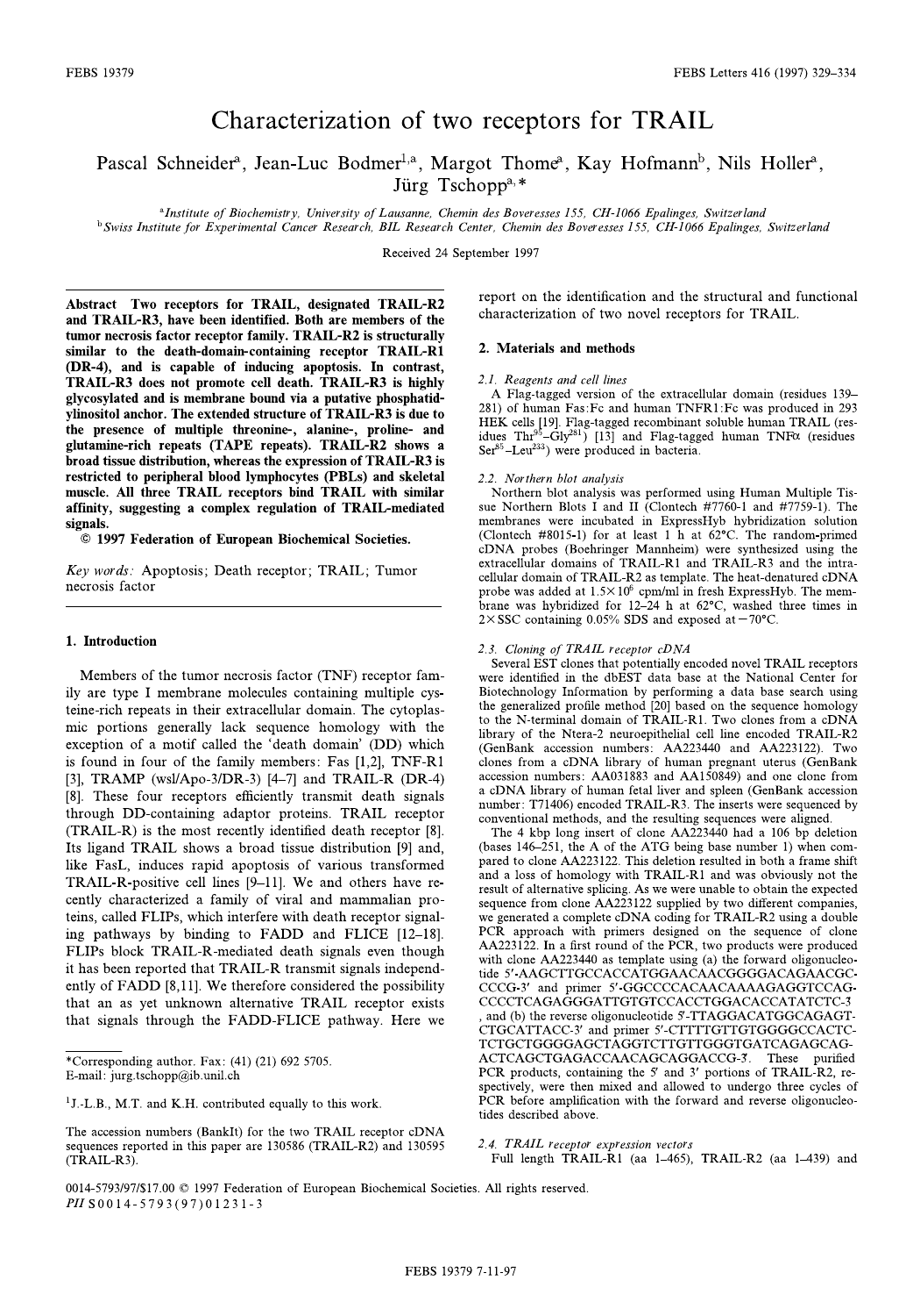# Characterization of two receptors for TRAIL

Pascal Schneider[a], Jean-Luc Bodmer[1,a], Margot Thome[a], Kay Hofmann[b], Nils Holler[a], Jürg Tschopp[a,*]

[a]Institute of Biochemistry, University of Lausanne, Chemin des Boveresses 155, CH-1066 Epalinges, Switzerland

[b]Swiss Institute for Experimental Cancer Research, BIL Research Center, Chemin des Boveresses 155, CH-1066 Epalinges, Switzerland

Received 24 September 1997

**Abstract** Two receptors for TRAIL, designated TRAIL-R2 and TRAIL-R3, have been identified. Both are members of the tumor necrosis factor receptor family. TRAIL-R2 is structurally similar to the death-domain-containing receptor TRAIL-R1 (DR-4), and is capable of inducing apoptosis. In contrast, TRAIL-R3 does not promote cell death. TRAIL-R3 is highly glycosylated and is membrane bound via a putative phosphatidylinositol anchor. The extended structure of TRAIL-R3 is due to the presence of multiple threonine-, alanine-, proline- and glutamine-rich repeats (TAPE repeats). TRAIL-R2 shows a broad tissue distribution, whereas the expression of TRAIL-R3 is restricted to peripheral blood lymphocytes (PBLs) and skeletal muscle. All three TRAIL receptors bind TRAIL with similar affinity, suggesting a complex regulation of TRAIL-mediated signals.

© 1997 Federation of European Biochemical Societies.

*Key words:* Apoptosis; Death receptor; TRAIL; Tumor necrosis factor

## 1. Introduction

Members of the tumor necrosis factor (TNF) receptor family are type I membrane molecules containing multiple cysteine-rich repeats in their extracellular domain. The cytoplasmic portions generally lack sequence homology with the exception of a motif called the 'death domain' (DD) which is found in four of the family members: Fas [1,2], TNF-R1 [3], TRAMP (wsl/Apo-3/DR-3) [4–7] and TRAIL-R (DR-4) [8]. These four receptors efficiently transmit death signals through DD-containing adaptor proteins. TRAIL receptor (TRAIL-R) is the most recently identified death receptor [8]. Its ligand TRAIL shows a broad tissue distribution [9] and, like FasL, induces rapid apoptosis of various transformed TRAIL-R-positive cell lines [9–11]. We and others have recently characterized a family of viral and mammalian proteins, called FLIPs, which interfere with death receptor signaling pathways by binding to FADD and FLICE [12–18]. FLIPs block TRAIL-R-mediated death signals even though it has been reported that TRAIL-R transmit signals independently of FADD [8,11]. We therefore considered the possibility that an as yet unknown alternative TRAIL receptor exists that signals through the FADD-FLICE pathway. Here we report on the identification and the structural and functional characterization of two novel receptors for TRAIL.

## 2. Materials and methods

### 2.1. Reagents and cell lines

A Flag-tagged version of the extracellular domain (residues 139–281) of human Fas:Fc and human TNFR1:Fc was produced in 293 HEK cells [19]. Flag-tagged recombinant soluble human TRAIL (residues Thr[95]–Gly[281]) [13] and Flag-tagged human TNFα (residues Ser[85]–Leu[233]) were produced in bacteria.

### 2.2. Northern blot analysis

Northern blot analysis was performed using Human Multiple Tissue Northern Blots I and II (Clontech #7760-1 and #7759-1). The membranes were incubated in ExpressHyb hybridization solution (Clontech #8015-1) for at least 1 h at 62°C. The random-primed cDNA probes (Boehringer Mannheim) were synthesized using the extracellular domains of TRAIL-R1 and TRAIL-R3 and the intracellular domain of TRAIL-R2 as template. The heat-denatured cDNA probe was added at $1.5\times10^6$ cpm/ml in fresh ExpressHyb. The membrane was hybridized for 12–24 h at 62°C, washed three times in 2×SSC containing 0.05% SDS and exposed at −70°C.

### 2.3. Cloning of TRAIL receptor cDNA

Several EST clones that potentially encoded novel TRAIL receptors were identified in the dbEST data base at the National Center for Biotechnology Information by performing a data base search using the generalized profile method [20] based on the sequence homology to the N-terminal domain of TRAIL-R1. Two clones from a cDNA library of the Ntera-2 neuroepithelial cell line encoded TRAIL-R2 (GenBank accession numbers: AA223440 and AA223122). Two clones from a cDNA library of human pregnant uterus (GenBank accession numbers: AA031883 and AA150849) and one clone from a cDNA library of human fetal liver and spleen (GenBank accession number: T71406) encoded TRAIL-R3. The inserts were sequenced by conventional methods, and the resulting sequences were aligned.

The 4 kbp long insert of clone AA223440 had a 106 bp deletion (bases 146–251, the A of the ATG being base number 1) when compared to clone AA223122. This deletion resulted in both a frame shift and a loss of homology with TRAIL-R1 and was obviously not the result of alternative splicing. As we were unable to obtain the expected sequence from clone AA223122 supplied by two different companies, we generated a complete cDNA coding for TRAIL-R2 using a double PCR approach with primers designed on the sequence of clone AA223122. In a first round of the PCR, two products were produced with clone AA223440 as template using (a) the forward oligonucleotide 5′-AAGCTTGCCACCATGGAACAACGGGGACAGAACGCCCCG-3′ and primer 5′-GGCCCCACAACAAAAGAGGTCCAGCCCCTCAGAGGGATTGTGTCCACCTGGACACCATATCTC-3′, and (b) the reverse oligonucleotide 5′-TTAGGACATGGCAGAGTCTGCATTACC-3′ and primer 5′-CTTTTGTTGTGGGGCCACTCTCTGCTGGGGAGCTAGGTCTTGTTGGGTGATCAGAGCAGACTCAGCTGAGACCAACAGCAGGACCG-3′. These purified PCR products, containing the 5′ and 3′ portions of TRAIL-R2, respectively, were then mixed and allowed to undergo three cycles of PCR before amplification with the forward and reverse oligonucleotides described above.

### 2.4. TRAIL receptor expression vectors

Full length TRAIL-R1 (aa 1–465), TRAIL-R2 (aa 1–439) and

*Corresponding author. Fax: (41) (21) 692 5705. E-mail: jurg.tschopp@ib.unil.ch

[1]J.-L.B., M.T. and K.H. contributed equally to this work.

The accession numbers (BankIt) for the two TRAIL receptor cDNA sequences reported in this paper are 130586 (TRAIL-R2) and 130595 (TRAIL-R3).

0014-5793/97/$17.00 © 1997 Federation of European Biochemical Societies. All rights reserved.
*PII* S0014-5793(97)01231-3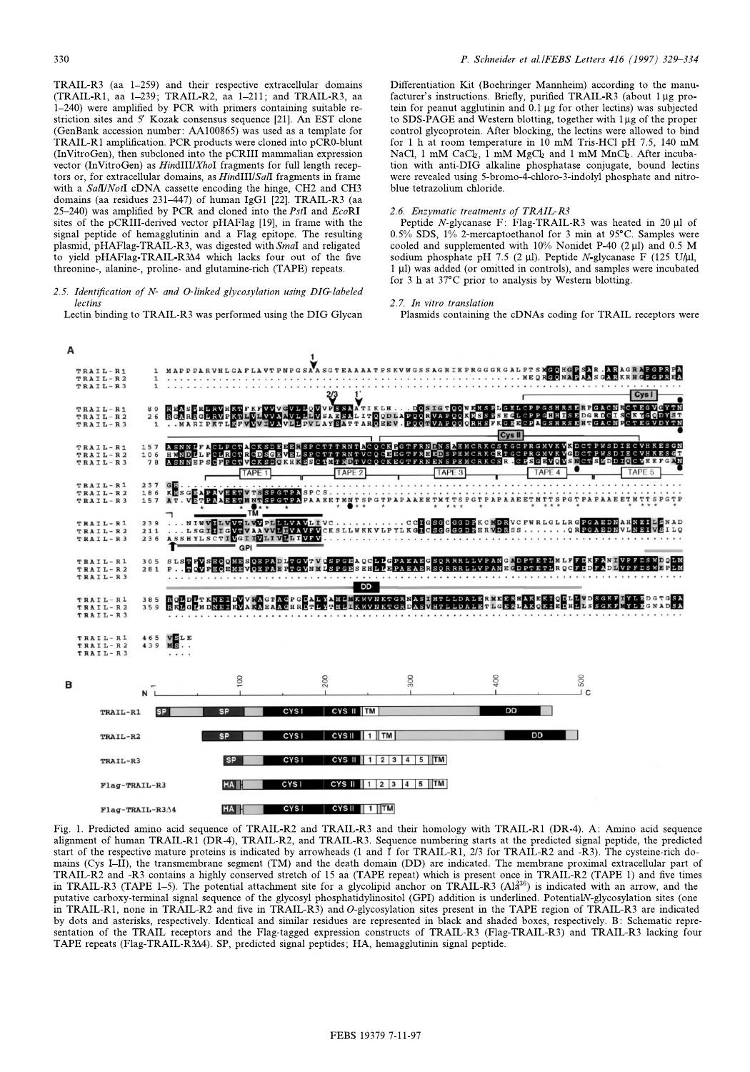TRAIL-R3 (aa 1–259) and their respective extracellular domains (TRAIL-R1, aa 1–239; TRAIL-R2, aa 1–211; and TRAIL-R3, aa 1–240) were amplified by PCR with primers containing suitable restriction sites and 5′ Kozak consensus sequence [21]. An EST clone (GenBank accession number: AA100865) was used as a template for TRAIL-R1 amplification. PCR products were cloned into pCR0-blunt (InVitroGen), then subcloned into the pCRIII mammalian expression vector (InVitroGen) as *Hin*dIII/*Xho*I fragments for full length receptors or, for extracellular domains, as *Hin*dIII/*Sal*I fragments in frame with a *Sal*I/*Not*I cDNA cassette encoding the hinge, CH2 and CH3 domains (aa residues 231–447) of human IgG1 [22]. TRAIL-R3 (aa 25–240) was amplified by PCR and cloned into the *Pst*I and *Eco*RI sites of the pCRIII-derived vector pHAFlag [19], in frame with the signal peptide of hemagglutinin and a Flag epitope. The resulting plasmid, pHAFlag-TRAIL-R3, was digested with *Sma*I and religated to yield pHAFlag-TRAIL-R3Δ4 which lacks four out of the five threonine-, alanine-, proline- and glutamine-rich (TAPE) repeats.

### 2.5. Identification of N- and O-linked glycosylation using DIG-labeled lectins

Lectin binding to TRAIL-R3 was performed using the DIG Glycan Differentiation Kit (Boehringer Mannheim) according to the manufacturer's instructions. Briefly, purified TRAIL-R3 (about 1 μg protein for peanut agglutinin and 0.1 μg for other lectins) was subjected to SDS-PAGE and Western blotting, together with 1 μg of the proper control glycoprotein. After blocking, the lectins were allowed to bind for 1 h at room temperature in 10 mM Tris-HCl pH 7.5, 140 mM NaCl, 1 mM $CaCl_2$, 1 mM $MgCl_2$ and 1 mM $MnCl_2$. After incubation with anti-DIG alkaline phosphatase conjugate, bound lectins were revealed using 5-bromo-4-chloro-3-indolyl phosphate and nitroblue tetrazolium chloride.

### 2.6. Enzymatic treatments of TRAIL-R3

Peptide *N*-glycanase F: Flag-TRAIL-R3 was heated in 20 μl of 0.5% SDS, 1% 2-mercaptoethanol for 3 min at 95°C. Samples were cooled and supplemented with 10% Nonidet P-40 (2 μl) and 0.5 M sodium phosphate pH 7.5 (2 μl). Peptide *N*-glycanase F (125 U/μl, 1 μl) was added (or omitted in controls), and samples were incubated for 3 h at 37°C prior to analysis by Western blotting.

### 2.7. In vitro translation

Plasmids containing the cDNAs coding for TRAIL receptors were

Fig. 1. Predicted amino acid sequence of TRAIL-R2 and TRAIL-R3 and their homology with TRAIL-R1 (DR-4). A: Amino acid sequence alignment of human TRAIL-R1 (DR-4), TRAIL-R2, and TRAIL-R3. Sequence numbering starts at the predicted signal peptide, the predicted start of the respective mature proteins is indicated by arrowheads (1 and 1′ for TRAIL-R1, 2/3 for TRAIL-R2 and -R3). The cysteine-rich domains (Cys I–II), the transmembrane segment (TM) and the death domain (DD) are indicated. The membrane proximal extracellular part of TRAIL-R2 and -R3 contains a highly conserved stretch of 15 aa (TAPE repeat) which is present once in TRAIL-R2 (TAPE 1) and five times in TRAIL-R3 (TAPE 1–5). The potential attachment site for a glycolipid anchor on TRAIL-R3 (Ala[236]) is indicated with an arrow, and the putative carboxy-terminal signal sequence of the glycosyl phosphatidylinositol (GPI) addition is underlined. Potential *N*-glycosylation sites (one in TRAIL-R1, none in TRAIL-R2 and five in TRAIL-R3) and *O*-glycosylation sites present in the TAPE region of TRAIL-R3 are indicated by dots and asterisks, respectively. Identical and similar residues are represented in black and shaded boxes, respectively. B: Schematic representation of the TRAIL receptors and the Flag-tagged expression constructs of TRAIL-R3 (Flag-TRAIL-R3) and TRAIL-R3 lacking four TAPE repeats (Flag-TRAIL-R3Δ4). SP, predicted signal peptides; HA, hemagglutinin signal peptide.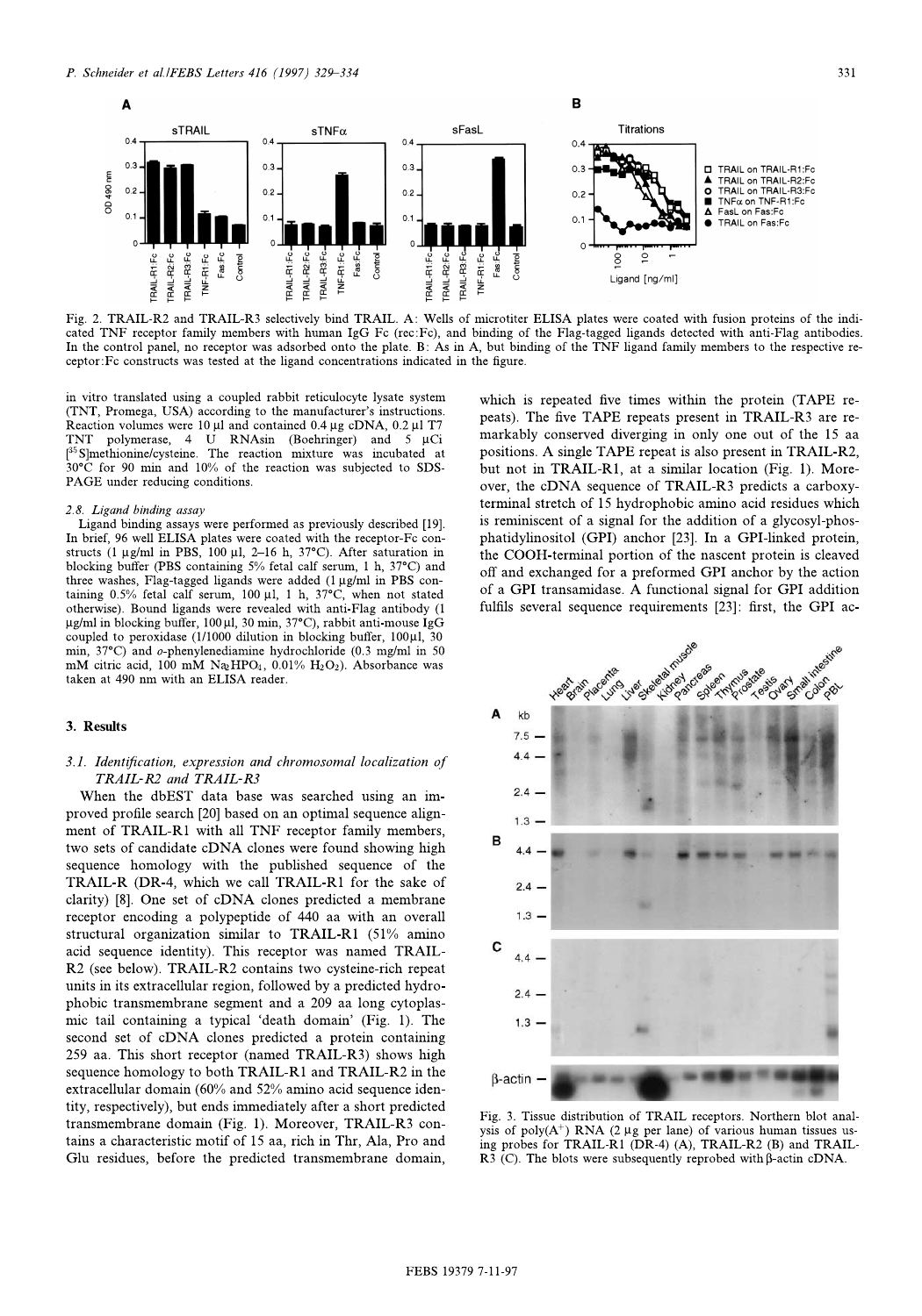Fig. 2. TRAIL-R2 and TRAIL-R3 selectively bind TRAIL. A: Wells of microtiter ELISA plates were coated with fusion proteins of the indicated TNF receptor family members with human IgG Fc (rec:Fc), and binding of the Flag-tagged ligands detected with anti-Flag antibodies. In the control panel, no receptor was adsorbed onto the plate. B: As in A, but binding of the TNF ligand family members to the respective receptor:Fc constructs was tested at the ligand concentrations indicated in the figure.

in vitro translated using a coupled rabbit reticulocyte lysate system (TNT, Promega, USA) according to the manufacturer's instructions. Reaction volumes were 10 μl and contained 0.4 μg cDNA, 0.2 μl T7 TNT polymerase, 4 U RNAsin (Boehringer) and 5 μCi [$^{35}$S]methionine/cysteine. The reaction mixture was incubated at 30°C for 90 min and 10% of the reaction was subjected to SDS-PAGE under reducing conditions.

### 2.8. Ligand binding assay

Ligand binding assays were performed as previously described [19]. In brief, 96 well ELISA plates were coated with the receptor-Fc constructs (1 μg/ml in PBS, 100 μl, 2–16 h, 37°C). After saturation in blocking buffer (PBS containing 5% fetal calf serum, 1 h, 37°C) and three washes, Flag-tagged ligands were added (1 μg/ml in PBS containing 0.5% fetal calf serum, 100 μl, 1 h, 37°C, when not stated otherwise). Bound ligands were revealed with anti-Flag antibody (1 μg/ml in blocking buffer, 100 μl, 30 min, 37°C), rabbit anti-mouse IgG coupled to peroxidase (1/1000 dilution in blocking buffer, 100 μl, 30 min, 37°C) and *o*-phenylenediamine hydrochloride (0.3 mg/ml in 50 mM citric acid, 100 mM $Na_2HPO_4$, 0.01% $H_2O_2$). Absorbance was taken at 490 nm with an ELISA reader.

## 3. Results

### 3.1. Identification, expression and chromosomal localization of TRAIL-R2 and TRAIL-R3

When the dbEST data base was searched using an improved profile search [20] based on an optimal sequence alignment of TRAIL-R1 with all TNF receptor family members, two sets of candidate cDNA clones were found showing high sequence homology with the published sequence of the TRAIL-R (DR-4, which we call TRAIL-R1 for the sake of clarity) [8]. One set of cDNA clones predicted a membrane receptor encoding a polypeptide of 440 aa with an overall structural organization similar to TRAIL-R1 (51% amino acid sequence identity). This receptor was named TRAIL-R2 (see below). TRAIL-R2 contains two cysteine-rich repeat units in its extracellular region, followed by a predicted hydrophobic transmembrane segment and a 209 aa long cytoplasmic tail containing a typical 'death domain' (Fig. 1). The second set of cDNA clones predicted a protein containing 259 aa. This short receptor (named TRAIL-R3) shows high sequence homology to both TRAIL-R1 and TRAIL-R2 in the extracellular domain (60% and 52% amino acid sequence identity, respectively), but ends immediately after a short predicted transmembrane domain (Fig. 1). Moreover, TRAIL-R3 contains a characteristic motif of 15 aa, rich in Thr, Ala, Pro and Glu residues, before the predicted transmembrane domain, which is repeated five times within the protein (TAPE repeats). The five TAPE repeats present in TRAIL-R3 are remarkably conserved diverging in only one out of the 15 aa positions. A single TAPE repeat is also present in TRAIL-R2, but not in TRAIL-R1, at a similar location (Fig. 1). Moreover, the cDNA sequence of TRAIL-R3 predicts a carboxy-terminal stretch of 15 hydrophobic amino acid residues which is reminiscent of a signal for the addition of a glycosyl-phosphatidylinositol (GPI) anchor [23]. In a GPI-linked protein, the COOH-terminal portion of the nascent protein is cleaved off and exchanged for a preformed GPI anchor by the action of a GPI transamidase. A functional signal for GPI addition fulfils several sequence requirements [23]: first, the GPI ac-

Fig. 3. Tissue distribution of TRAIL receptors. Northern blot analysis of poly($A^+$) RNA (2 μg per lane) of various human tissues using probes for TRAIL-R1 (DR-4) (A), TRAIL-R2 (B) and TRAIL-R3 (C). The blots were subsequently reprobed with β-actin cDNA.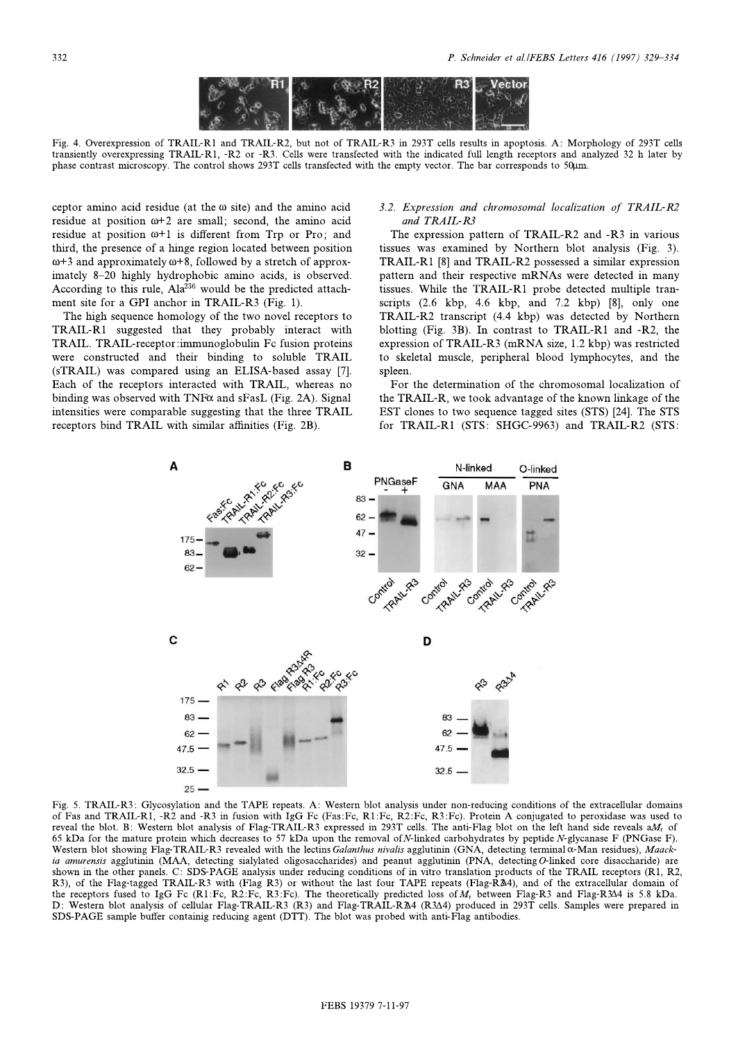Fig. 4. Overexpression of TRAIL-R1 and TRAIL-R2, but not of TRAIL-R3 in 293T cells results in apoptosis. A: Morphology of 293T cells transiently overexpressing TRAIL-R1, -R2 or -R3. Cells were transfected with the indicated full length receptors and analyzed 32 h later by phase contrast microscopy. The control shows 293T cells transfected with the empty vector. The bar corresponds to 50μm.

ceptor amino acid residue (at the ω site) and the amino acid residue at position ω+2 are small; second, the amino acid residue at position ω+1 is different from Trp or Pro; and third, the presence of a hinge region located between position ω+3 and approximately ω+8, followed by a stretch of approximately 8–20 highly hydrophobic amino acids, is observed. According to this rule, Ala[236] would be the predicted attachment site for a GPI anchor in TRAIL-R3 (Fig. 1).

The high sequence homology of the two novel receptors to TRAIL-R1 suggested that they probably interact with TRAIL. TRAIL-receptor:immunoglobulin Fc fusion proteins were constructed and their binding to soluble TRAIL (sTRAIL) was compared using an ELISA-based assay [7]. Each of the receptors interacted with TRAIL, whereas no binding was observed with TNFα and sFasL (Fig. 2A). Signal intensities were comparable suggesting that the three TRAIL receptors bind TRAIL with similar affinities (Fig. 2B).

### 3.2. Expression and chromosomal localization of TRAIL-R2 and TRAIL-R3

The expression pattern of TRAIL-R2 and -R3 in various tissues was examined by Northern blot analysis (Fig. 3). TRAIL-R1 [8] and TRAIL-R2 possessed a similar expression pattern and their respective mRNAs were detected in many tissues. While the TRAIL-R1 probe detected multiple transcripts (2.6 kbp, 4.6 kbp, and 7.2 kbp) [8], only one TRAIL-R2 transcript (4.4 kbp) was detected by Northern blotting (Fig. 3B). In contrast to TRAIL-R1 and -R2, the expression of TRAIL-R3 (mRNA size, 1.2 kbp) was restricted to skeletal muscle, peripheral blood lymphocytes, and the spleen.

For the determination of the chromosomal localization of the TRAIL-R, we took advantage of the known linkage of the EST clones to two sequence tagged sites (STS) [24]. The STS for TRAIL-R1 (STS: SHGC-9963) and TRAIL-R2 (STS:

Fig. 5. TRAIL-R3: Glycosylation and the TAPE repeats. A: Western blot analysis under non-reducing conditions of the extracellular domains of Fas and TRAIL-R1, -R2 and -R3 in fusion with IgG Fc (Fas:Fc, R1:Fc, R2:Fc, R3:Fc). Protein A conjugated to peroxidase was used to reveal the blot. B: Western blot analysis of Flag-TRAIL-R3 expressed in 293T cells. The anti-Flag blot on the left hand side reveals a $M_r$ of 65 kDa for the mature protein which decreases to 57 kDa upon the removal of *N*-linked carbohydrates by peptide *N*-glycanase F (PNGase F). Western blot showing Flag-TRAIL-R3 revealed with the lectins *Galanthus nivalis* agglutinin (GNA, detecting terminal α-Man residues), *Maackia amurensis* agglutinin (MAA, detecting sialylated oligosaccharides) and peanut agglutinin (PNA, detecting *O*-linked core disaccharide) are shown in the other panels. C: SDS-PAGE analysis under reducing conditions of in vitro translation products of the TRAIL receptors (R1, R2, R3), of the Flag-tagged TRAIL-R3 with (Flag R3) or without the last four TAPE repeats (Flag-R3Δ4), and of the extracellular domain of the receptors fused to IgG Fc (R1:Fc, R2:Fc, R3:Fc). The theoretically predicted loss of $M_r$ between Flag-R3 and Flag-R3Δ4 is 5.8 kDa. D: Western blot analysis of cellular Flag-TRAIL-R3 (R3) and Flag-TRAIL-R3Δ4 (R3Δ4) produced in 293T cells. Samples were prepared in SDS-PAGE sample buffer containig reducing agent (DTT). The blot was probed with anti-Flag antibodies.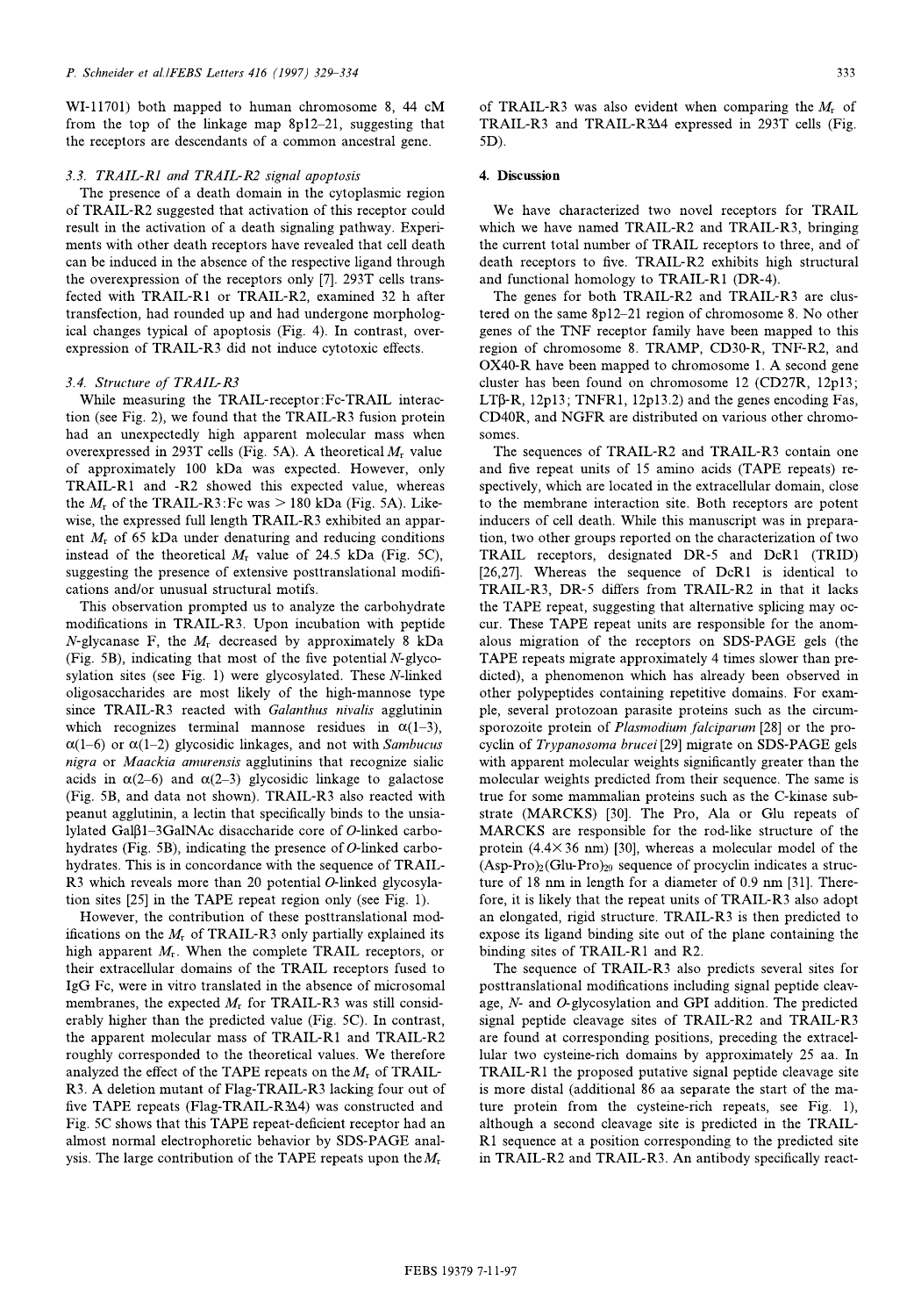WI-11701) both mapped to human chromosome 8, 44 cM from the top of the linkage map 8p12–21, suggesting that the receptors are descendants of a common ancestral gene.

### 3.3. TRAIL-R1 and TRAIL-R2 signal apoptosis

The presence of a death domain in the cytoplasmic region of TRAIL-R2 suggested that activation of this receptor could result in the activation of a death signaling pathway. Experiments with other death receptors have revealed that cell death can be induced in the absence of the respective ligand through the overexpression of the receptors only [7]. 293T cells transfected with TRAIL-R1 or TRAIL-R2, examined 32 h after transfection, had rounded up and had undergone morphological changes typical of apoptosis (Fig. 4). In contrast, overexpression of TRAIL-R3 did not induce cytotoxic effects.

### 3.4. Structure of TRAIL-R3

While measuring the TRAIL-receptor:Fc-TRAIL interaction (see Fig. 2), we found that the TRAIL-R3 fusion protein had an unexpectedly high apparent molecular mass when overexpressed in 293T cells (Fig. 5A). A theoretical $M_r$ value of approximately 100 kDa was expected. However, only TRAIL-R1 and -R2 showed this expected value, whereas the $M_r$ of the TRAIL-R3:Fc was > 180 kDa (Fig. 5A). Likewise, the expressed full length TRAIL-R3 exhibited an apparent $M_r$ of 65 kDa under denaturing and reducing conditions instead of the theoretical $M_r$ value of 24.5 kDa (Fig. 5C), suggesting the presence of extensive posttranslational modifications and/or unusual structural motifs.

This observation prompted us to analyze the carbohydrate modifications in TRAIL-R3. Upon incubation with peptide *N*-glycanase F, the $M_r$ decreased by approximately 8 kDa (Fig. 5B), indicating that most of the five potential *N*-glycosylation sites (see Fig. 1) were glycosylated. These *N*-linked oligosaccharides are most likely of the high-mannose type since TRAIL-R3 reacted with *Galanthus nivalis* agglutinin which recognizes terminal mannose residues in α(1–3), α(1–6) or α(1–2) glycosidic linkages, and not with *Sambucus nigra* or *Maackia amurensis* agglutinins that recognize sialic acids in α(2–6) and α(2–3) glycosidic linkage to galactose (Fig. 5B, and data not shown). TRAIL-R3 also reacted with peanut agglutinin, a lectin that specifically binds to the unsialylated Galβ1–3GalNAc disaccharide core of *O*-linked carbohydrates (Fig. 5B), indicating the presence of *O*-linked carbohydrates. This is in concordance with the sequence of TRAIL-R3 which reveals more than 20 potential *O*-linked glycosylation sites [25] in the TAPE repeat region only (see Fig. 1).

However, the contribution of these posttranslational modifications on the $M_r$ of TRAIL-R3 only partially explained its high apparent $M_r$. When the complete TRAIL receptors, or their extracellular domains of the TRAIL receptors fused to IgG Fc, were in vitro translated in the absence of microsomal membranes, the expected $M_r$ for TRAIL-R3 was still considerably higher than the predicted value (Fig. 5C). In contrast, the apparent molecular mass of TRAIL-R1 and TRAIL-R2 roughly corresponded to the theoretical values. We therefore analyzed the effect of the TAPE repeats on the $M_r$ of TRAIL-R3. A deletion mutant of Flag-TRAIL-R3 lacking four out of five TAPE repeats (Flag-TRAIL-R3Δ4) was constructed and Fig. 5C shows that this TAPE repeat-deficient receptor had an almost normal electrophoretic behavior by SDS-PAGE analysis. The large contribution of the TAPE repeats upon the $M_r$ of TRAIL-R3 was also evident when comparing the $M_r$ of TRAIL-R3 and TRAIL-R3Δ4 expressed in 293T cells (Fig. 5D).

## 4. Discussion

We have characterized two novel receptors for TRAIL which we have named TRAIL-R2 and TRAIL-R3, bringing the current total number of TRAIL receptors to three, and of death receptors to five. TRAIL-R2 exhibits high structural and functional homology to TRAIL-R1 (DR-4).

The genes for both TRAIL-R2 and TRAIL-R3 are clustered on the same 8p12–21 region of chromosome 8. No other genes of the TNF receptor family have been mapped to this region of chromosome 8. TRAMP, CD30-R, TNF-R2, and OX40-R have been mapped to chromosome 1. A second gene cluster has been found on chromosome 12 (CD27R, 12p13; LTβ-R, 12p13; TNFR1, 12p13.2) and the genes encoding Fas, CD40R, and NGFR are distributed on various other chromosomes.

The sequences of TRAIL-R2 and TRAIL-R3 contain one and five repeat units of 15 amino acids (TAPE repeats) respectively, which are located in the extracellular domain, close to the membrane interaction site. Both receptors are potent inducers of cell death. While this manuscript was in preparation, two other groups reported on the characterization of two TRAIL receptors, designated DR-5 and DcR1 (TRID) [26,27]. Whereas the sequence of DcR1 is identical to TRAIL-R3, DR-5 differs from TRAIL-R2 in that it lacks the TAPE repeat, suggesting that alternative splicing may occur. These TAPE repeat units are responsible for the anomalous migration of the receptors on SDS-PAGE gels (the TAPE repeats migrate approximately 4 times slower than predicted), a phenomenon which has already been observed in other polypeptides containing repetitive domains. For example, several protozoan parasite proteins such as the circumsporozoite protein of *Plasmodium falciparum* [28] or the procyclin of *Trypanosoma brucei* [29] migrate on SDS-PAGE gels with apparent molecular weights significantly greater than the molecular weights predicted from their sequence. The same is true for some mammalian proteins such as the C-kinase substrate (MARCKS) [30]. The Pro, Ala or Glu repeats of MARCKS are responsible for the rod-like structure of the protein (4.4×36 nm) [30], whereas a molecular model of the $(Asp\text{-}Pro)_2(Glu\text{-}Pro)_{29}$ sequence of procyclin indicates a structure of 18 nm in length for a diameter of 0.9 nm [31]. Therefore, it is likely that the repeat units of TRAIL-R3 also adopt an elongated, rigid structure. TRAIL-R3 is then predicted to expose its ligand binding site out of the plane containing the binding sites of TRAIL-R1 and R2.

The sequence of TRAIL-R3 also predicts several sites for posttranslational modifications including signal peptide cleavage, *N*- and *O*-glycosylation and GPI addition. The predicted signal peptide cleavage sites of TRAIL-R2 and TRAIL-R3 are found at corresponding positions, preceding the extracellular two cysteine-rich domains by approximately 25 aa. In TRAIL-R1 the proposed putative signal peptide cleavage site is more distal (additional 86 aa separate the start of the mature protein from the cysteine-rich repeats, see Fig. 1), although a second cleavage site is predicted in the TRAIL-R1 sequence at a position corresponding to the predicted site in TRAIL-R2 and TRAIL-R3. An antibody specifically react-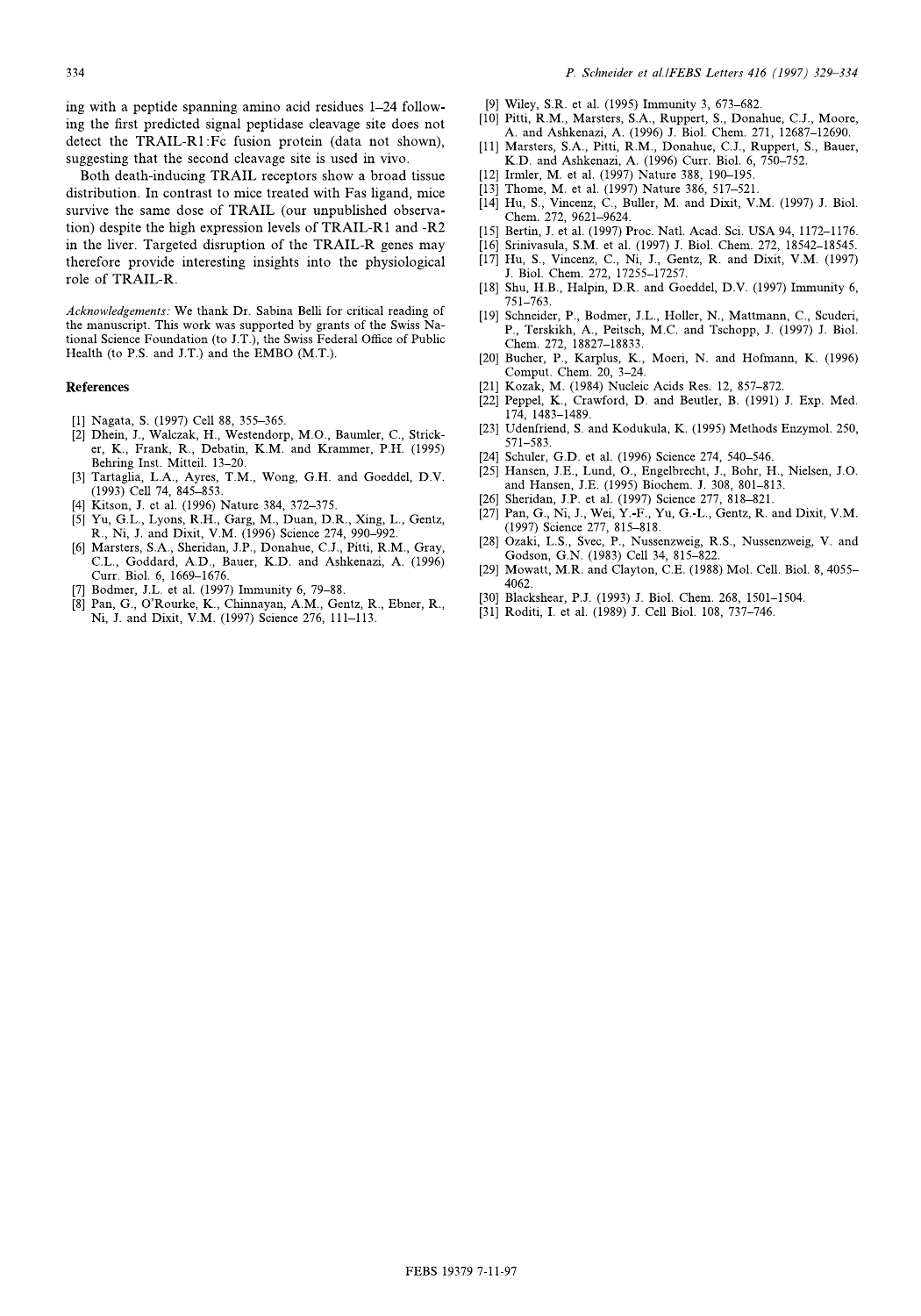ing with a peptide spanning amino acid residues 1–24 following the first predicted signal peptidase cleavage site does not detect the TRAIL-R1:Fc fusion protein (data not shown), suggesting that the second cleavage site is used in vivo.

Both death-inducing TRAIL receptors show a broad tissue distribution. In contrast to mice treated with Fas ligand, mice survive the same dose of TRAIL (our unpublished observation) despite the high expression levels of TRAIL-R1 and -R2 in the liver. Targeted disruption of the TRAIL-R genes may therefore provide interesting insights into the physiological role of TRAIL-R.

*Acknowledgements:* We thank Dr. Sabina Belli for critical reading of the manuscript. This work was supported by grants of the Swiss National Science Foundation (to J.T.), the Swiss Federal Office of Public Health (to P.S. and J.T.) and the EMBO (M.T.).

## References

[1] Nagata, S. (1997) Cell 88, 355–365.
[2] Dhein, J., Walczak, H., Westendorp, M.O., Baumler, C., Stricker, K., Frank, R., Debatin, K.M. and Krammer, P.H. (1995) Behring Inst. Mitteil. 13–20.
[3] Tartaglia, L.A., Ayres, T.M., Wong, G.H. and Goeddel, D.V. (1993) Cell 74, 845–853.
[4] Kitson, J. et al. (1996) Nature 384, 372–375.
[5] Yu, G.L., Lyons, R.H., Garg, M., Duan, D.R., Xing, L., Gentz, R., Ni, J. and Dixit, V.M. (1996) Science 274, 990–992.
[6] Marsters, S.A., Sheridan, J.P., Donahue, C.J., Pitti, R.M., Gray, C.L., Goddard, A.D., Bauer, K.D. and Ashkenazi, A. (1996) Curr. Biol. 6, 1669–1676.
[7] Bodmer, J.L. et al. (1997) Immunity 6, 79–88.
[8] Pan, G., O'Rourke, K., Chinnayan, A.M., Gentz, R., Ebner, R., Ni, J. and Dixit, V.M. (1997) Science 276, 111–113.
[9] Wiley, S.R. et al. (1995) Immunity 3, 673–682.
[10] Pitti, R.M., Marsters, S.A., Ruppert, S., Donahue, C.J., Moore, A. and Ashkenazi, A. (1996) J. Biol. Chem. 271, 12687–12690.
[11] Marsters, S.A., Pitti, R.M., Donahue, C.J., Ruppert, S., Bauer, K.D. and Ashkenazi, A. (1996) Curr. Biol. 6, 750–752.
[12] Irmler, M. et al. (1997) Nature 388, 190–195.
[13] Thome, M. et al. (1997) Nature 386, 517–521.
[14] Hu, S., Vincenz, C., Buller, M. and Dixit, V.M. (1997) J. Biol. Chem. 272, 9621–9624.
[15] Bertin, J. et al. (1997) Proc. Natl. Acad. Sci. USA 94, 1172–1176.
[16] Srinivasula, S.M. et al. (1997) J. Biol. Chem. 272, 18542–18545.
[17] Hu, S., Vincenz, C., Ni, J., Gentz, R. and Dixit, V.M. (1997) J. Biol. Chem. 272, 17255–17257.
[18] Shu, H.B., Halpin, D.R. and Goeddel, D.V. (1997) Immunity 6, 751–763.
[19] Schneider, P., Bodmer, J.L., Holler, N., Mattmann, C., Scuderi, P., Terskikh, A., Peitsch, M.C. and Tschopp, J. (1997) J. Biol. Chem. 272, 18827–18833.
[20] Bucher, P., Karplus, K., Moeri, N. and Hofmann, K. (1996) Comput. Chem. 20, 3–24.
[21] Kozak, M. (1984) Nucleic Acids Res. 12, 857–872.
[22] Peppel, K., Crawford, D. and Beutler, B. (1991) J. Exp. Med. 174, 1483–1489.
[23] Udenfriend, S. and Kodukula, K. (1995) Methods Enzymol. 250, 571–583.
[24] Schuler, G.D. et al. (1996) Science 274, 540–546.
[25] Hansen, J.E., Lund, O., Engelbrecht, J., Bohr, H., Nielsen, J.O. and Hansen, J.E. (1995) Biochem. J. 308, 801–813.
[26] Sheridan, J.P. et al. (1997) Science 277, 818–821.
[27] Pan, G., Ni, J., Wei, Y.-F., Yu, G.-L., Gentz, R. and Dixit, V.M. (1997) Science 277, 815–818.
[28] Ozaki, L.S., Svec, P., Nussenzweig, R.S., Nussenzweig, V. and Godson, G.N. (1983) Cell 34, 815–822.
[29] Mowatt, M.R. and Clayton, C.E. (1988) Mol. Cell. Biol. 8, 4055–4062.
[30] Blackshear, P.J. (1993) J. Biol. Chem. 268, 1501–1504.
[31] Roditi, I. et al. (1989) J. Cell Biol. 108, 737–746.